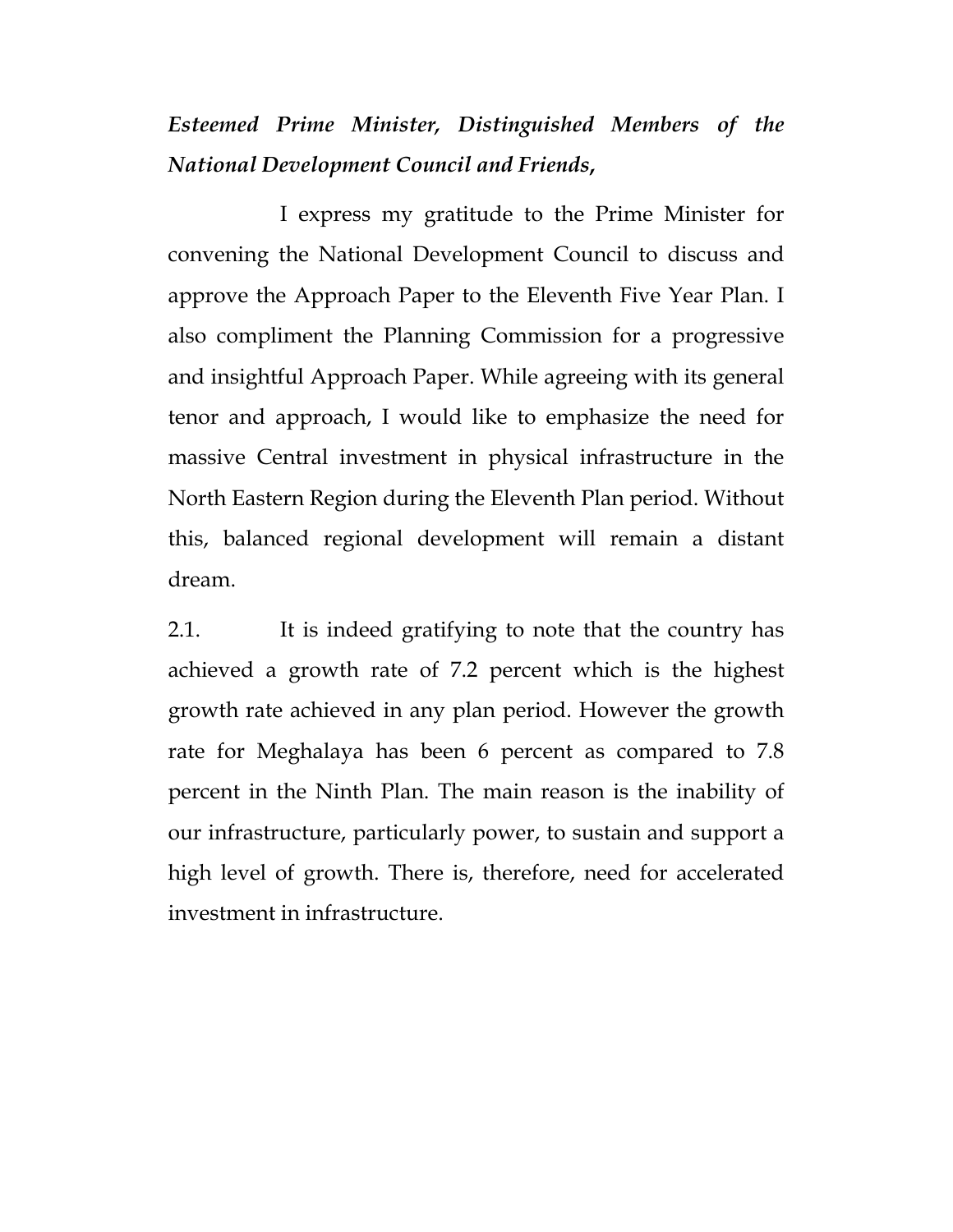***Esteemed Prime Minister, Distinguished Members of the National Development Council and Friends,***

I express my gratitude to the Prime Minister for convening the National Development Council to discuss and approve the Approach Paper to the Eleventh Five Year Plan. I also compliment the Planning Commission for a progressive and insightful Approach Paper. While agreeing with its general tenor and approach, I would like to emphasize the need for massive Central investment in physical infrastructure in the North Eastern Region during the Eleventh Plan period. Without this, balanced regional development will remain a distant dream.

2.1. It is indeed gratifying to note that the country has achieved a growth rate of 7.2 percent which is the highest growth rate achieved in any plan period. However the growth rate for Meghalaya has been 6 percent as compared to 7.8 percent in the Ninth Plan. The main reason is the inability of our infrastructure, particularly power, to sustain and support a high level of growth. There is, therefore, need for accelerated investment in infrastructure.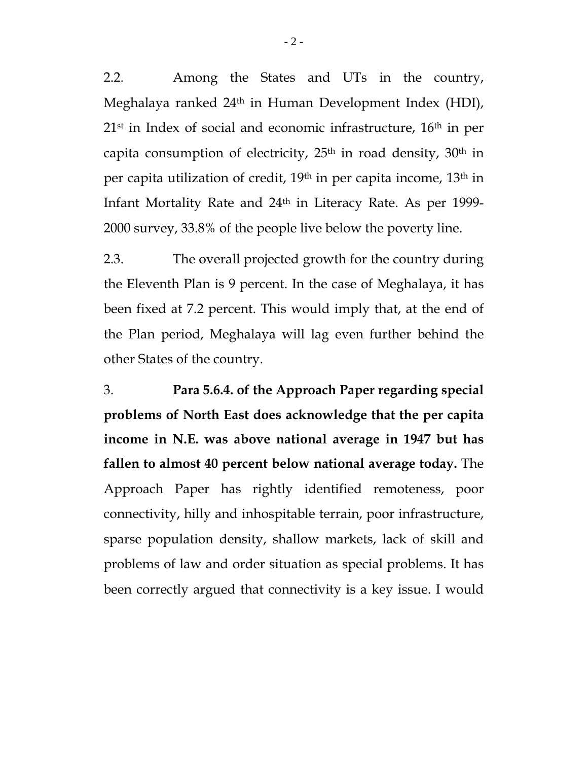2.2. Among the States and UTs in the country, Meghalaya ranked 24th in Human Development Index (HDI), 21st in Index of social and economic infrastructure, 16th in per capita consumption of electricity, 25th in road density, 30th in per capita utilization of credit, 19th in per capita income, 13th in Infant Mortality Rate and 24th in Literacy Rate. As per 1999-2000 survey, 33.8% of the people live below the poverty line.

2.3. The overall projected growth for the country during the Eleventh Plan is 9 percent. In the case of Meghalaya, it has been fixed at 7.2 percent. This would imply that, at the end of the Plan period, Meghalaya will lag even further behind the other States of the country.

3. **Para 5.6.4. of the Approach Paper regarding special problems of North East does acknowledge that the per capita income in N.E. was above national average in 1947 but has fallen to almost 40 percent below national average today.** The Approach Paper has rightly identified remoteness, poor connectivity, hilly and inhospitable terrain, poor infrastructure, sparse population density, shallow markets, lack of skill and problems of law and order situation as special problems. It has been correctly argued that connectivity is a key issue. I would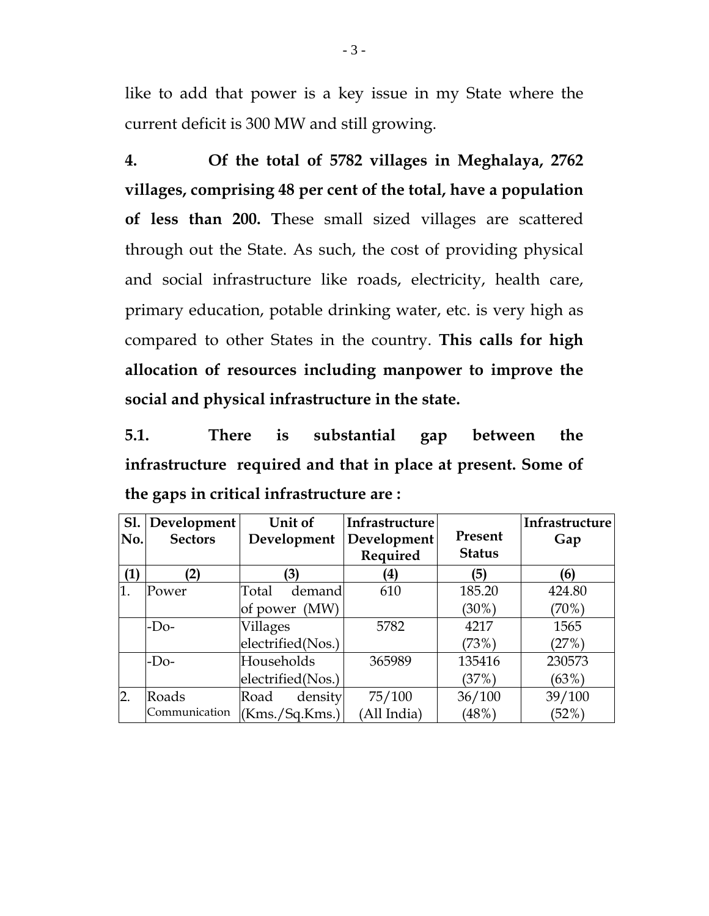like to add that power is a key issue in my State where the current deficit is 300 MW and still growing.

**4. Of the total of 5782 villages in Meghalaya, 2762 villages, comprising 48 per cent of the total, have a population of less than 200. T**hese small sized villages are scattered through out the State. As such, the cost of providing physical and social infrastructure like roads, electricity, health care, primary education, potable drinking water, etc. is very high as compared to other States in the country. **This calls for high allocation of resources including manpower to improve the social and physical infrastructure in the state.**

**5.1. There is substantial gap between the infrastructure required and that in place at present. Some of the gaps in critical infrastructure are :**

| Sl. No. | Development Sectors | Unit of Development | Infrastructure Development Required | Present Status | Infrastructure Gap |
|---|---|---|---|---|---|
| (1) | (2) | (3) | (4) | (5) | (6) |
| 1. | Power | Total demand of power (MW) | 610 | 185.20 (30%) | 424.80 (70%) |
| | -Do- | Villages electrified(Nos.) | 5782 | 4217 (73%) | 1565 (27%) |
| | -Do- | Households electrified(Nos.) | 365989 | 135416 (37%) | 230573 (63%) |
| 2. | Roads Communication | Road density (Kms./Sq.Kms.) | 75/100 (All India) | 36/100 (48%) | 39/100 (52%) |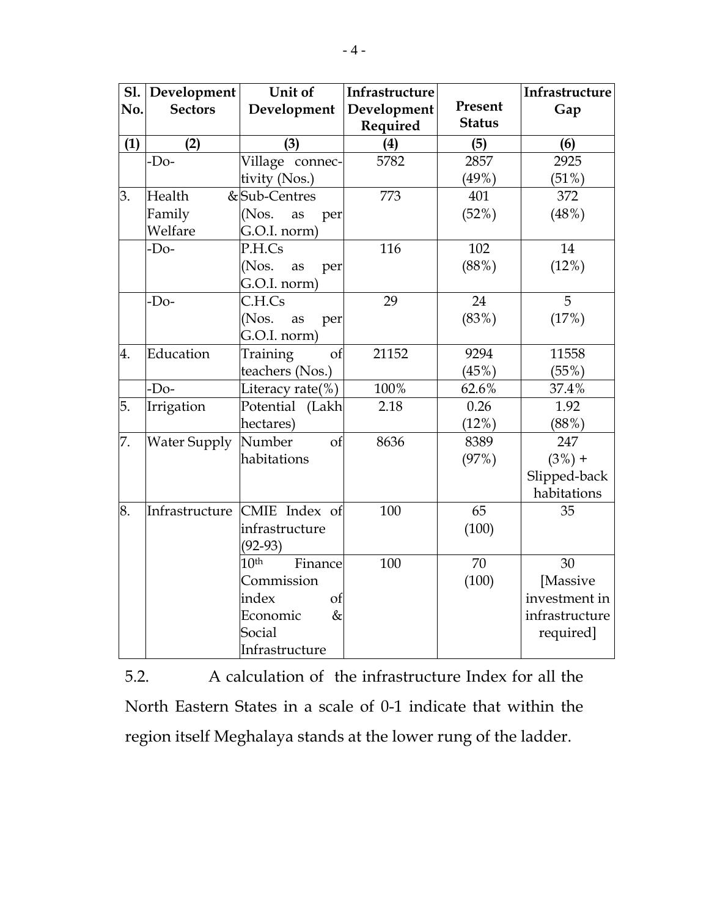| Sl. No. | Development Sectors | Unit of Development | Infrastructure Development Required | Present Status | Infrastructure Gap |
|---|---|---|---|---|---|
| (1) | (2) | (3) | (4) | (5) | (6) |
| | -Do- | Village connectivity (Nos.) | 5782 | 2857 (49%) | 2925 (51%) |
| 3. | Health & Family Welfare | Sub-Centres (Nos. as per G.O.I. norm) | 773 | 401 (52%) | 372 (48%) |
| | -Do- | P.H.Cs (Nos. as per G.O.I. norm) | 116 | 102 (88%) | 14 (12%) |
| | -Do- | C.H.Cs (Nos. as per G.O.I. norm) | 29 | 24 (83%) | 5 (17%) |
| 4. | Education | Training of teachers (Nos.) | 21152 | 9294 (45%) | 11558 (55%) |
| | -Do- | Literacy rate(%) | 100% | 62.6% | 37.4% |
| 5. | Irrigation | Potential (Lakh hectares) | 2.18 | 0.26 (12%) | 1.92 (88%) |
| 7. | Water Supply | Number of habitations | 8636 | 8389 (97%) | 247 (3%) + Slipped-back habitations |
| 8. | Infrastructure | CMIE Index of infrastructure (92-93) | 100 | 65 (100) | 35 |
| | | 10th Finance Commission index of Economic & Social Infrastructure | 100 | 70 (100) | 30 [Massive investment in infrastructure required] |

5.2. A calculation of the infrastructure Index for all the North Eastern States in a scale of 0-1 indicate that within the region itself Meghalaya stands at the lower rung of the ladder.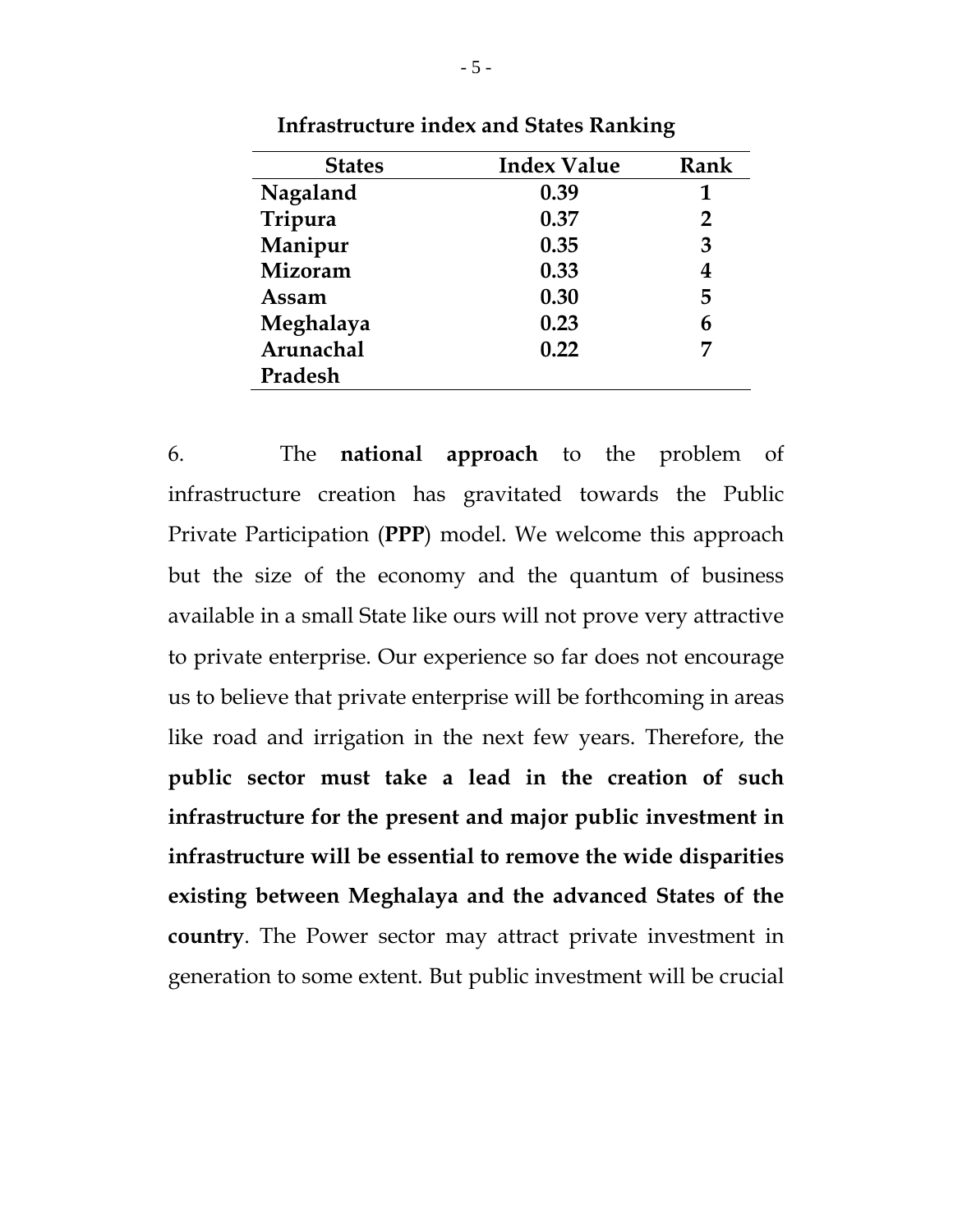**Infrastructure index and States Ranking**

| States | Index Value | Rank |
|---|---|---|
| **Nagaland** | **0.39** | **1** |
| **Tripura** | **0.37** | **2** |
| **Manipur** | **0.35** | **3** |
| **Mizoram** | **0.33** | **4** |
| **Assam** | **0.30** | **5** |
| **Meghalaya** | **0.23** | **6** |
| **Arunachal Pradesh** | **0.22** | **7** |

6. The **national approach** to the problem of infrastructure creation has gravitated towards the Public Private Participation (**PPP**) model. We welcome this approach but the size of the economy and the quantum of business available in a small State like ours will not prove very attractive to private enterprise. Our experience so far does not encourage us to believe that private enterprise will be forthcoming in areas like road and irrigation in the next few years. Therefore, the **public sector must take a lead in the creation of such infrastructure for the present and major public investment in infrastructure will be essential to remove the wide disparities existing between Meghalaya and the advanced States of the country**. The Power sector may attract private investment in generation to some extent. But public investment will be crucial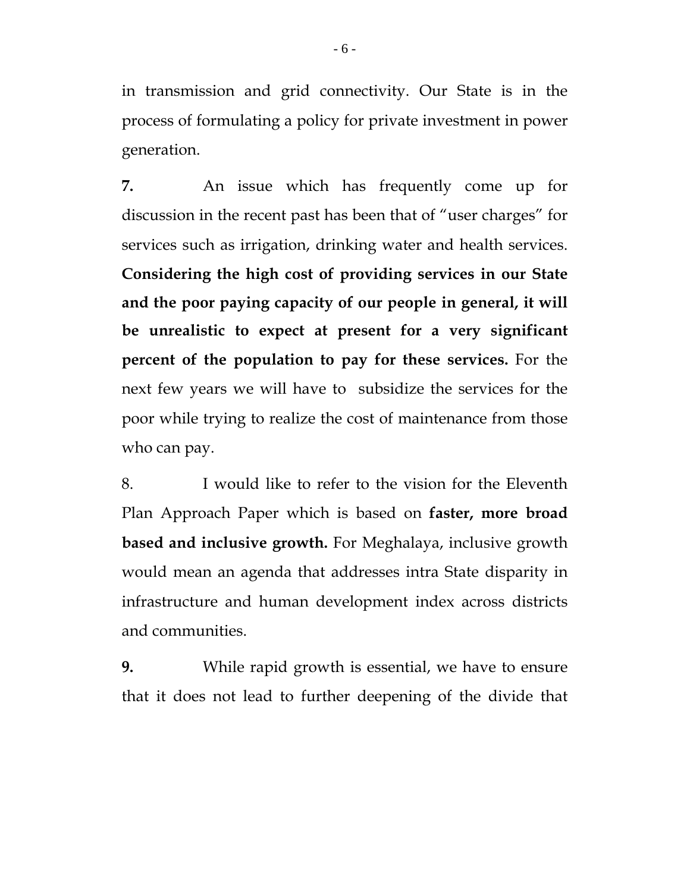in transmission and grid connectivity. Our State is in the process of formulating a policy for private investment in power generation.

**7.** An issue which has frequently come up for discussion in the recent past has been that of "user charges" for services such as irrigation, drinking water and health services. **Considering the high cost of providing services in our State and the poor paying capacity of our people in general, it will be unrealistic to expect at present for a very significant percent of the population to pay for these services.** For the next few years we will have to subsidize the services for the poor while trying to realize the cost of maintenance from those who can pay.

8. I would like to refer to the vision for the Eleventh Plan Approach Paper which is based on **faster, more broad based and inclusive growth.** For Meghalaya, inclusive growth would mean an agenda that addresses intra State disparity in infrastructure and human development index across districts and communities.

**9.** While rapid growth is essential, we have to ensure that it does not lead to further deepening of the divide that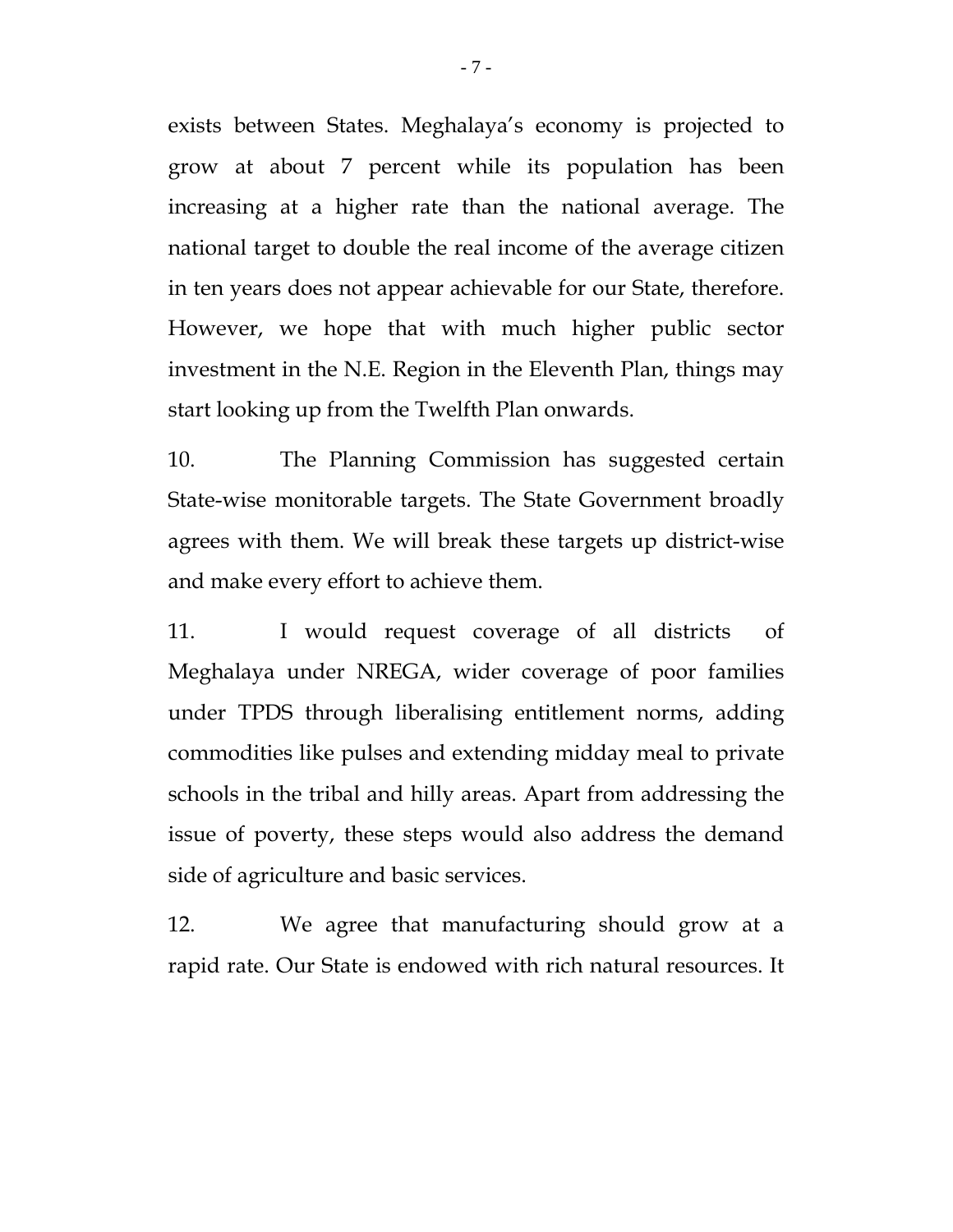exists between States. Meghalaya's economy is projected to grow at about 7 percent while its population has been increasing at a higher rate than the national average. The national target to double the real income of the average citizen in ten years does not appear achievable for our State, therefore. However, we hope that with much higher public sector investment in the N.E. Region in the Eleventh Plan, things may start looking up from the Twelfth Plan onwards.

10. The Planning Commission has suggested certain State-wise monitorable targets. The State Government broadly agrees with them. We will break these targets up district-wise and make every effort to achieve them.

11. I would request coverage of all districts of Meghalaya under NREGA, wider coverage of poor families under TPDS through liberalising entitlement norms, adding commodities like pulses and extending midday meal to private schools in the tribal and hilly areas. Apart from addressing the issue of poverty, these steps would also address the demand side of agriculture and basic services.

12. We agree that manufacturing should grow at a rapid rate. Our State is endowed with rich natural resources. It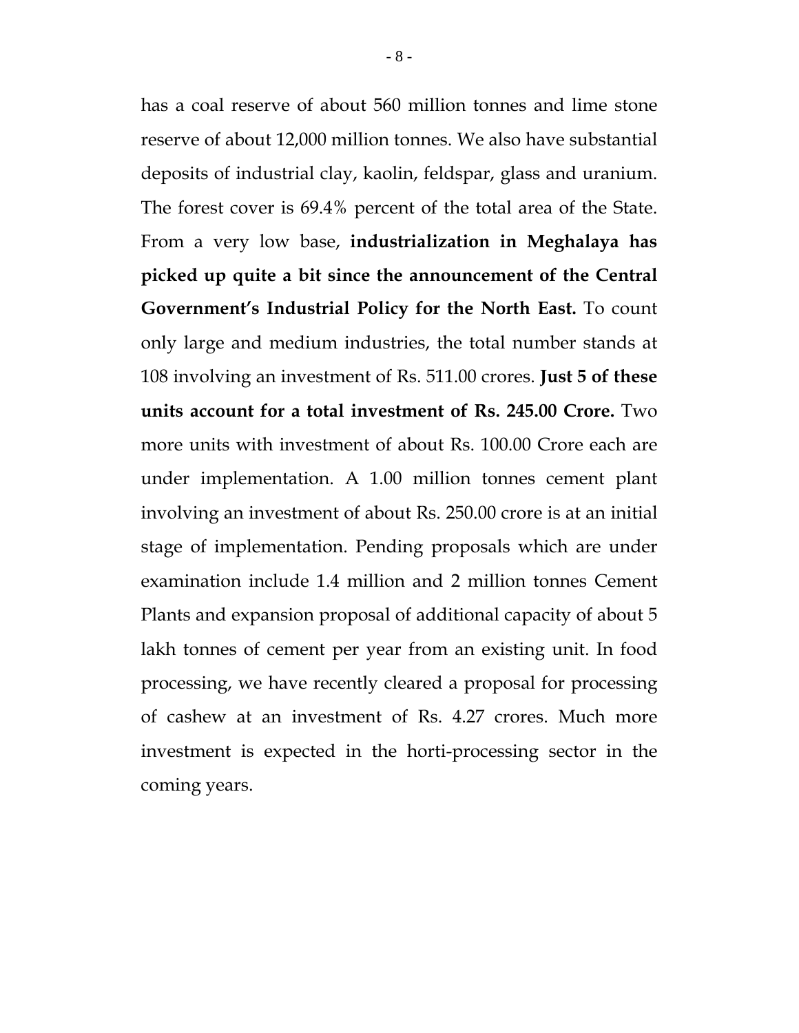has a coal reserve of about 560 million tonnes and lime stone reserve of about 12,000 million tonnes. We also have substantial deposits of industrial clay, kaolin, feldspar, glass and uranium. The forest cover is 69.4% percent of the total area of the State. From a very low base, **industrialization in Meghalaya has picked up quite a bit since the announcement of the Central Government's Industrial Policy for the North East.** To count only large and medium industries, the total number stands at 108 involving an investment of Rs. 511.00 crores. **Just 5 of these units account for a total investment of Rs. 245.00 Crore.** Two more units with investment of about Rs. 100.00 Crore each are under implementation. A 1.00 million tonnes cement plant involving an investment of about Rs. 250.00 crore is at an initial stage of implementation. Pending proposals which are under examination include 1.4 million and 2 million tonnes Cement Plants and expansion proposal of additional capacity of about 5 lakh tonnes of cement per year from an existing unit. In food processing, we have recently cleared a proposal for processing of cashew at an investment of Rs. 4.27 crores. Much more investment is expected in the horti-processing sector in the coming years.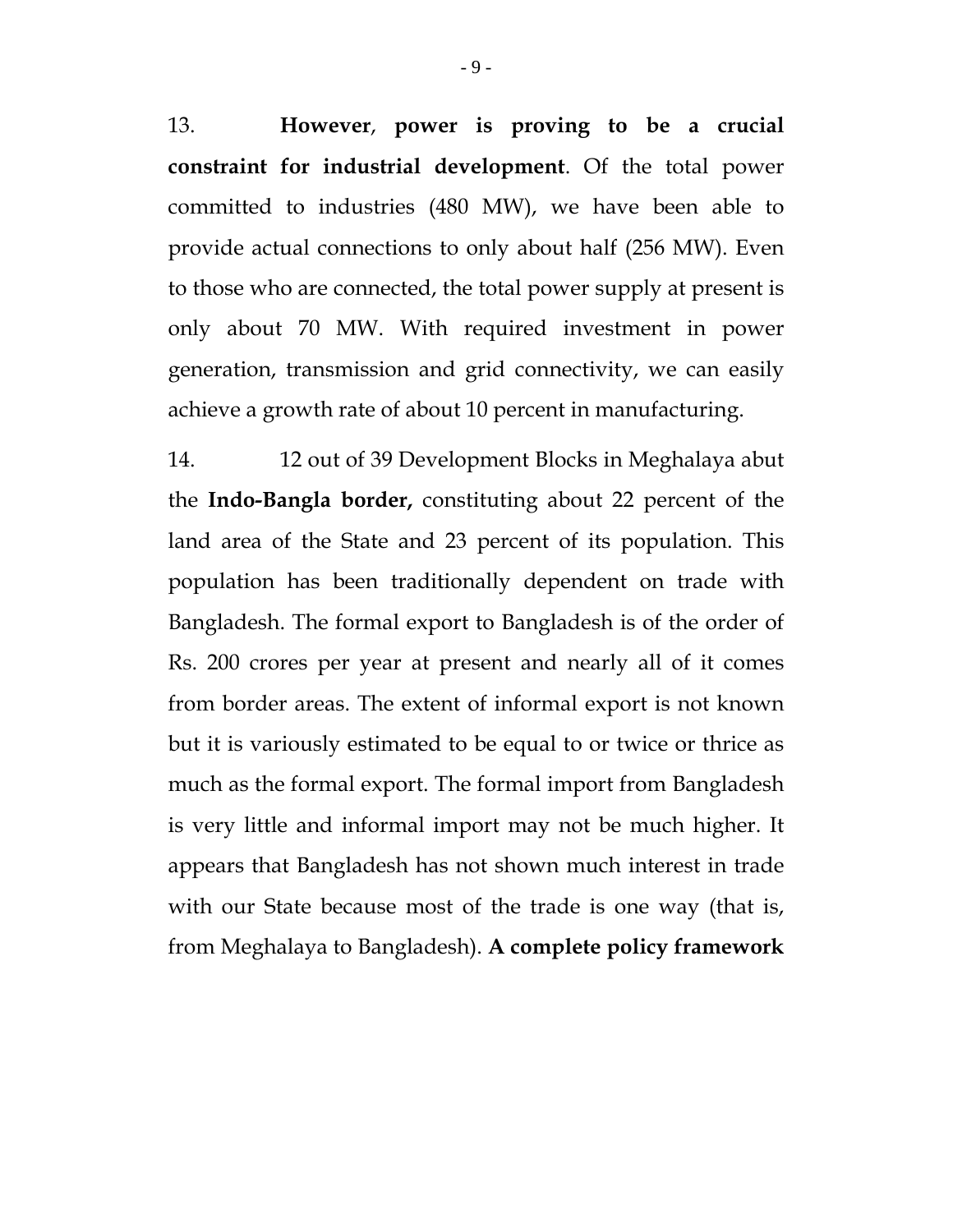13. **However**, **power is proving to be a crucial constraint for industrial development**. Of the total power committed to industries (480 MW), we have been able to provide actual connections to only about half (256 MW). Even to those who are connected, the total power supply at present is only about 70 MW. With required investment in power generation, transmission and grid connectivity, we can easily achieve a growth rate of about 10 percent in manufacturing.

14. 12 out of 39 Development Blocks in Meghalaya abut the **Indo-Bangla border,** constituting about 22 percent of the land area of the State and 23 percent of its population. This population has been traditionally dependent on trade with Bangladesh. The formal export to Bangladesh is of the order of Rs. 200 crores per year at present and nearly all of it comes from border areas. The extent of informal export is not known but it is variously estimated to be equal to or twice or thrice as much as the formal export. The formal import from Bangladesh is very little and informal import may not be much higher. It appears that Bangladesh has not shown much interest in trade with our State because most of the trade is one way (that is, from Meghalaya to Bangladesh). **A complete policy framework**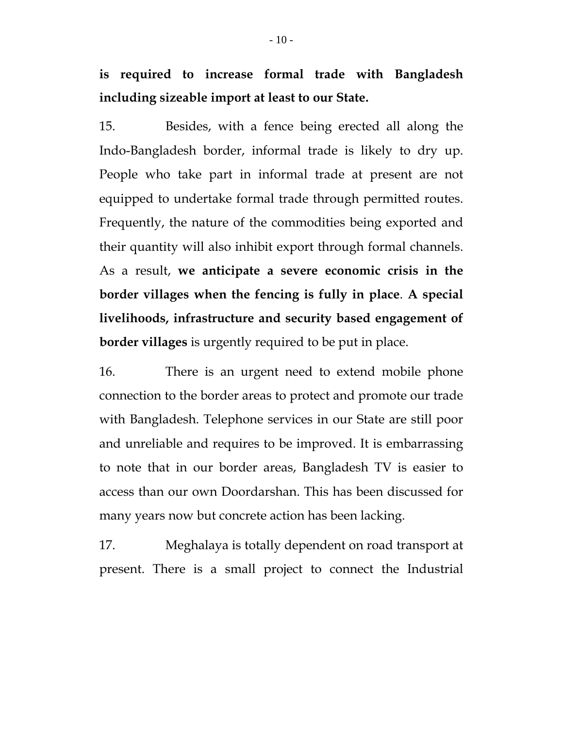**is required to increase formal trade with Bangladesh including sizeable import at least to our State.**

15. Besides, with a fence being erected all along the Indo-Bangladesh border, informal trade is likely to dry up. People who take part in informal trade at present are not equipped to undertake formal trade through permitted routes. Frequently, the nature of the commodities being exported and their quantity will also inhibit export through formal channels. As a result, **we anticipate a severe economic crisis in the border villages when the fencing is fully in place**. **A special livelihoods, infrastructure and security based engagement of border villages** is urgently required to be put in place.

16. There is an urgent need to extend mobile phone connection to the border areas to protect and promote our trade with Bangladesh. Telephone services in our State are still poor and unreliable and requires to be improved. It is embarrassing to note that in our border areas, Bangladesh TV is easier to access than our own Doordarshan. This has been discussed for many years now but concrete action has been lacking.

17. Meghalaya is totally dependent on road transport at present. There is a small project to connect the Industrial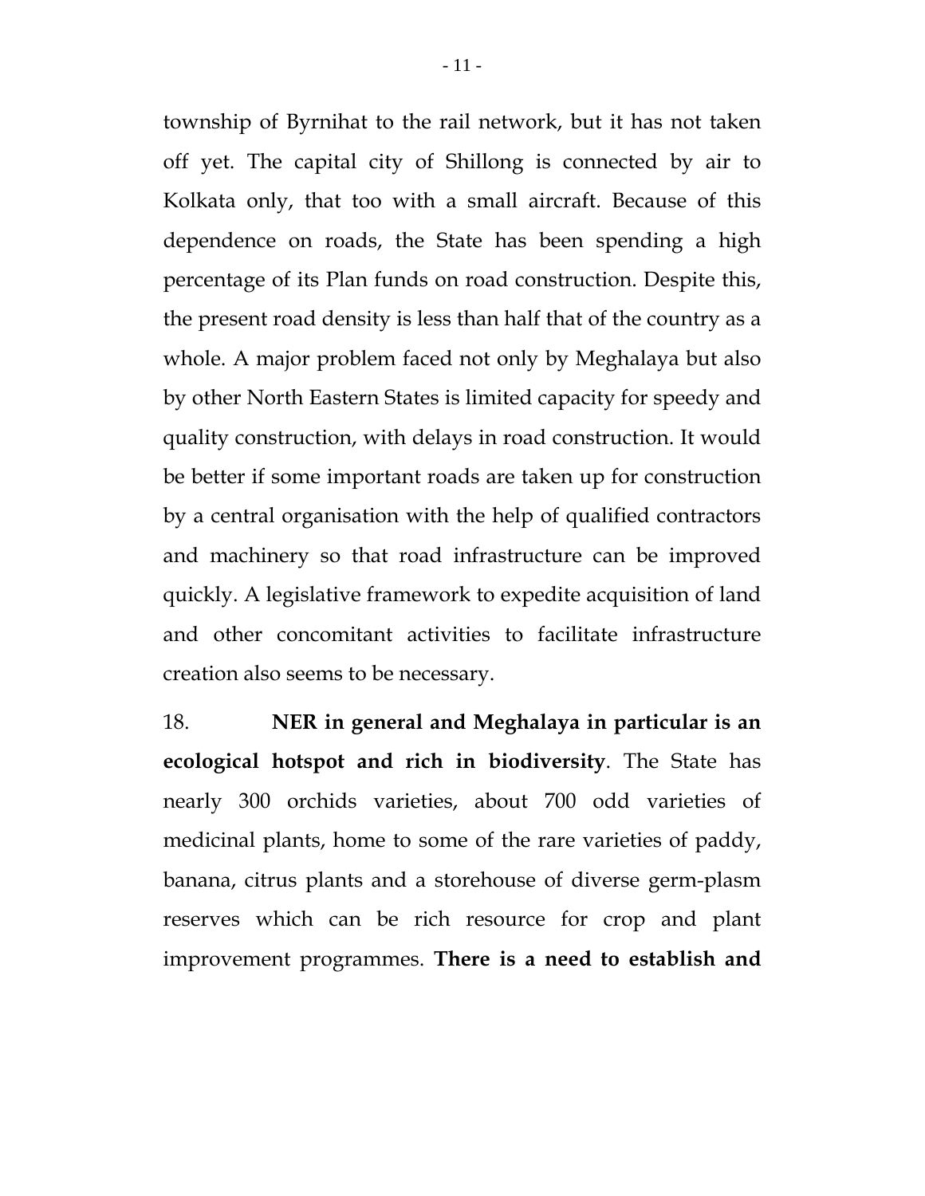township of Byrnihat to the rail network, but it has not taken off yet. The capital city of Shillong is connected by air to Kolkata only, that too with a small aircraft. Because of this dependence on roads, the State has been spending a high percentage of its Plan funds on road construction. Despite this, the present road density is less than half that of the country as a whole. A major problem faced not only by Meghalaya but also by other North Eastern States is limited capacity for speedy and quality construction, with delays in road construction. It would be better if some important roads are taken up for construction by a central organisation with the help of qualified contractors and machinery so that road infrastructure can be improved quickly. A legislative framework to expedite acquisition of land and other concomitant activities to facilitate infrastructure creation also seems to be necessary.

18. **NER in general and Meghalaya in particular is an ecological hotspot and rich in biodiversity**. The State has nearly 300 orchids varieties, about 700 odd varieties of medicinal plants, home to some of the rare varieties of paddy, banana, citrus plants and a storehouse of diverse germ-plasm reserves which can be rich resource for crop and plant improvement programmes. **There is a need to establish and**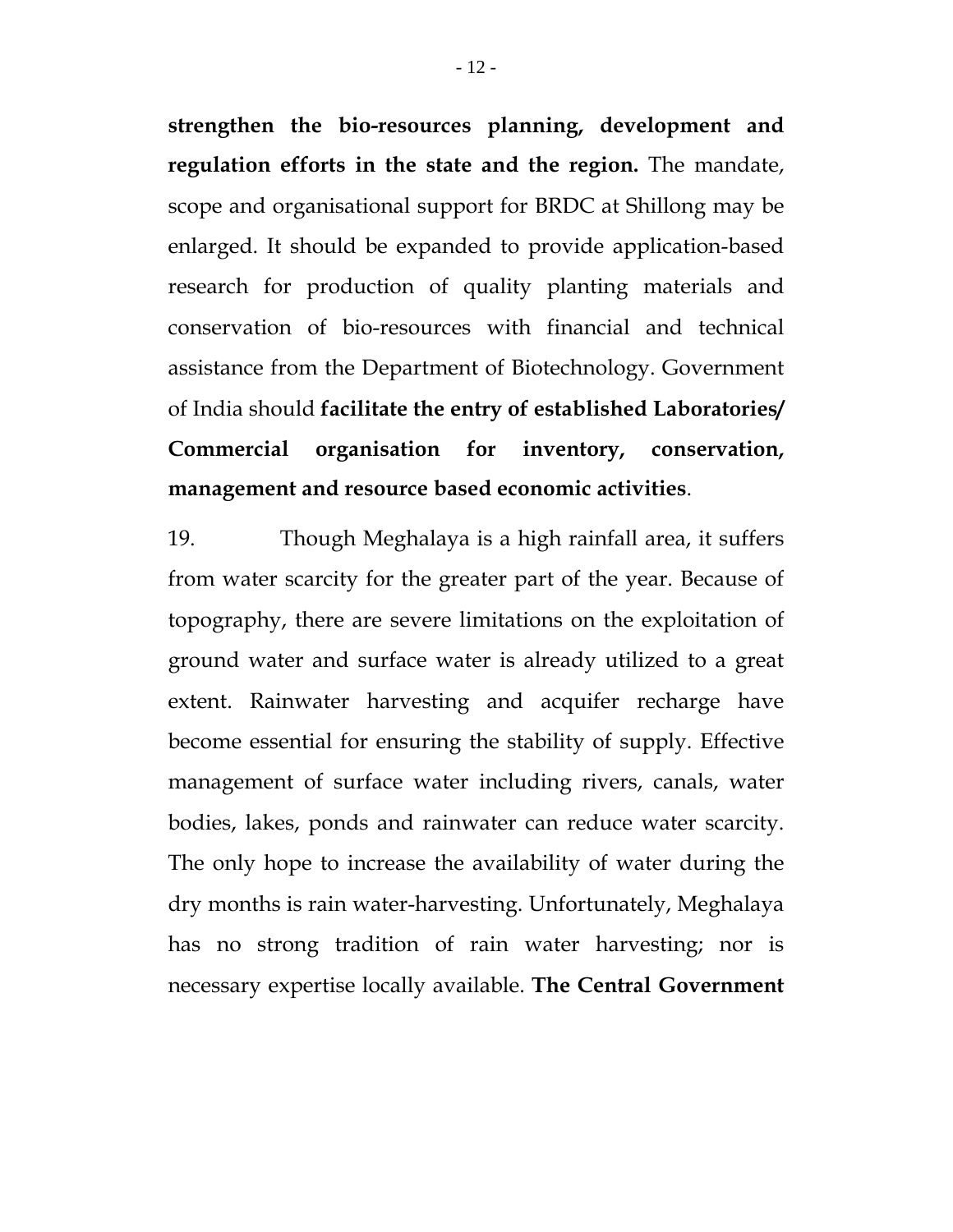**strengthen the bio-resources planning, development and regulation efforts in the state and the region.** The mandate, scope and organisational support for BRDC at Shillong may be enlarged. It should be expanded to provide application-based research for production of quality planting materials and conservation of bio-resources with financial and technical assistance from the Department of Biotechnology. Government of India should **facilitate the entry of established Laboratories/ Commercial organisation for inventory, conservation, management and resource based economic activities**.

19. Though Meghalaya is a high rainfall area, it suffers from water scarcity for the greater part of the year. Because of topography, there are severe limitations on the exploitation of ground water and surface water is already utilized to a great extent. Rainwater harvesting and acquifer recharge have become essential for ensuring the stability of supply. Effective management of surface water including rivers, canals, water bodies, lakes, ponds and rainwater can reduce water scarcity. The only hope to increase the availability of water during the dry months is rain water-harvesting. Unfortunately, Meghalaya has no strong tradition of rain water harvesting; nor is necessary expertise locally available. **The Central Government**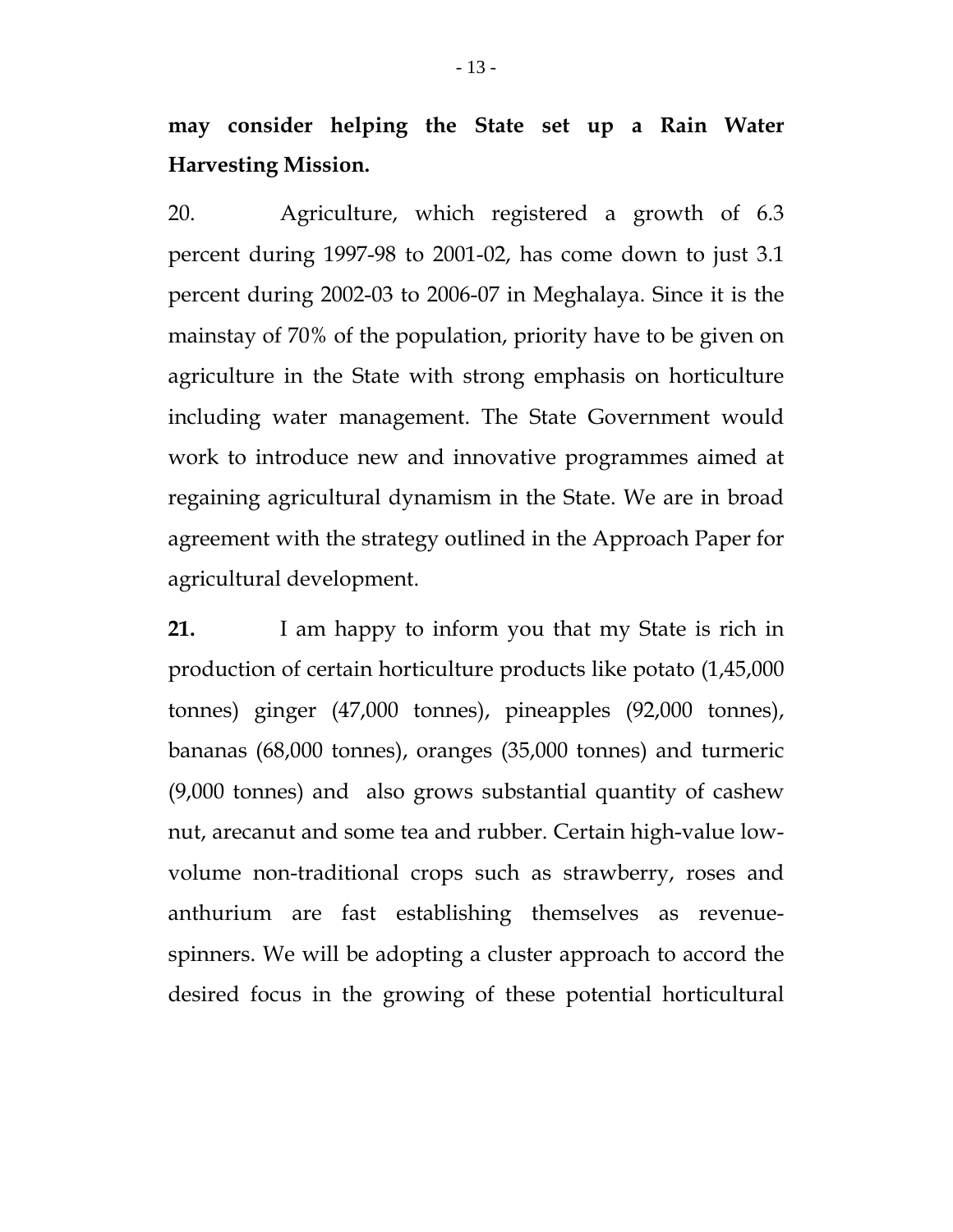**may consider helping the State set up a Rain Water Harvesting Mission.**

20. Agriculture, which registered a growth of 6.3 percent during 1997-98 to 2001-02, has come down to just 3.1 percent during 2002-03 to 2006-07 in Meghalaya. Since it is the mainstay of 70% of the population, priority have to be given on agriculture in the State with strong emphasis on horticulture including water management. The State Government would work to introduce new and innovative programmes aimed at regaining agricultural dynamism in the State. We are in broad agreement with the strategy outlined in the Approach Paper for agricultural development.

**21.** I am happy to inform you that my State is rich in production of certain horticulture products like potato (1,45,000 tonnes) ginger (47,000 tonnes), pineapples (92,000 tonnes), bananas (68,000 tonnes), oranges (35,000 tonnes) and turmeric (9,000 tonnes) and also grows substantial quantity of cashew nut, arecanut and some tea and rubber. Certain high-value low-volume non-traditional crops such as strawberry, roses and anthurium are fast establishing themselves as revenue-spinners. We will be adopting a cluster approach to accord the desired focus in the growing of these potential horticultural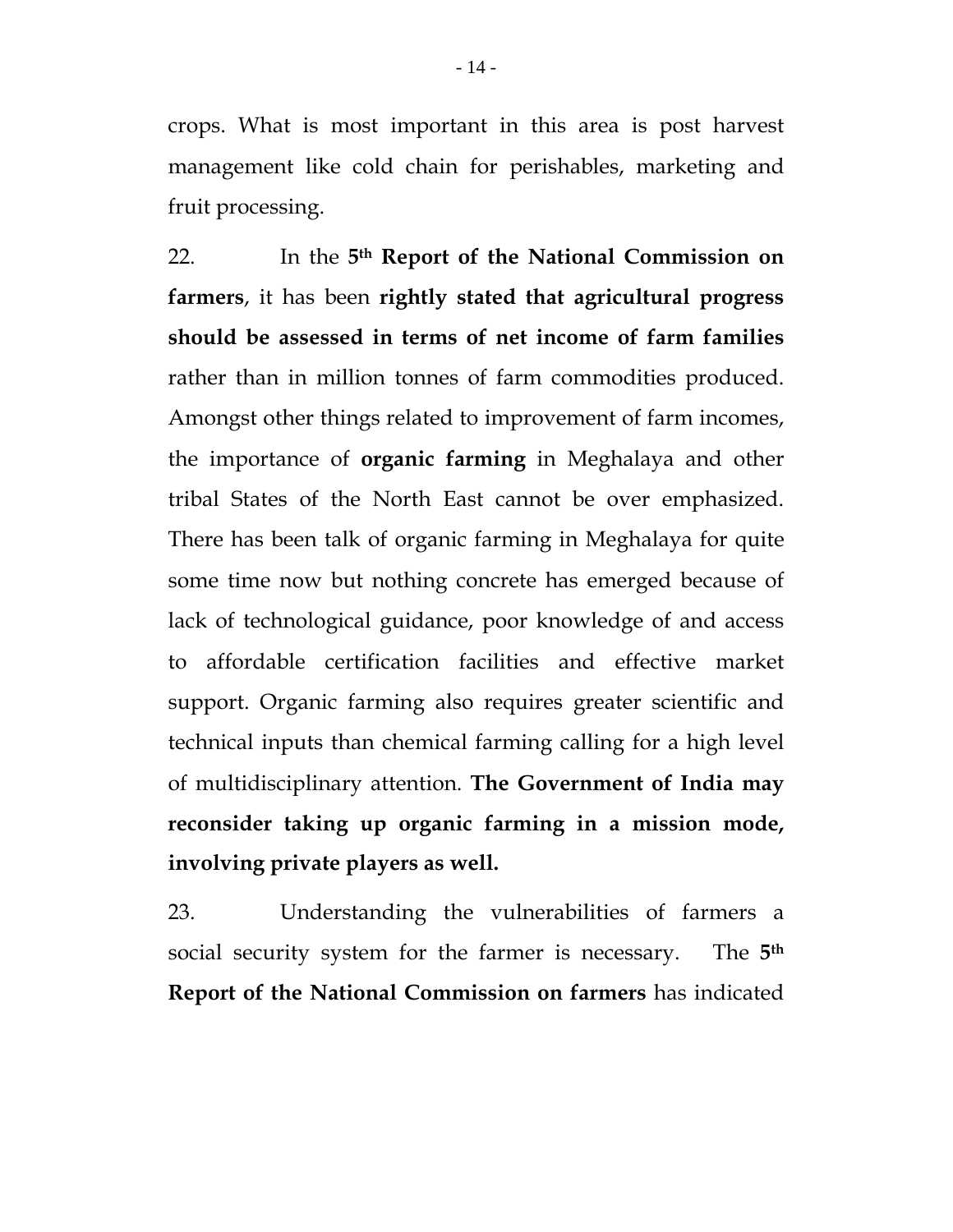crops. What is most important in this area is post harvest management like cold chain for perishables, marketing and fruit processing.

22. In the **5th Report of the National Commission on farmers**, it has been **rightly stated that agricultural progress should be assessed in terms of net income of farm families** rather than in million tonnes of farm commodities produced. Amongst other things related to improvement of farm incomes, the importance of **organic farming** in Meghalaya and other tribal States of the North East cannot be over emphasized. There has been talk of organic farming in Meghalaya for quite some time now but nothing concrete has emerged because of lack of technological guidance, poor knowledge of and access to affordable certification facilities and effective market support. Organic farming also requires greater scientific and technical inputs than chemical farming calling for a high level of multidisciplinary attention. **The Government of India may reconsider taking up organic farming in a mission mode, involving private players as well.**

23. Understanding the vulnerabilities of farmers a social security system for the farmer is necessary. The **5th Report of the National Commission on farmers** has indicated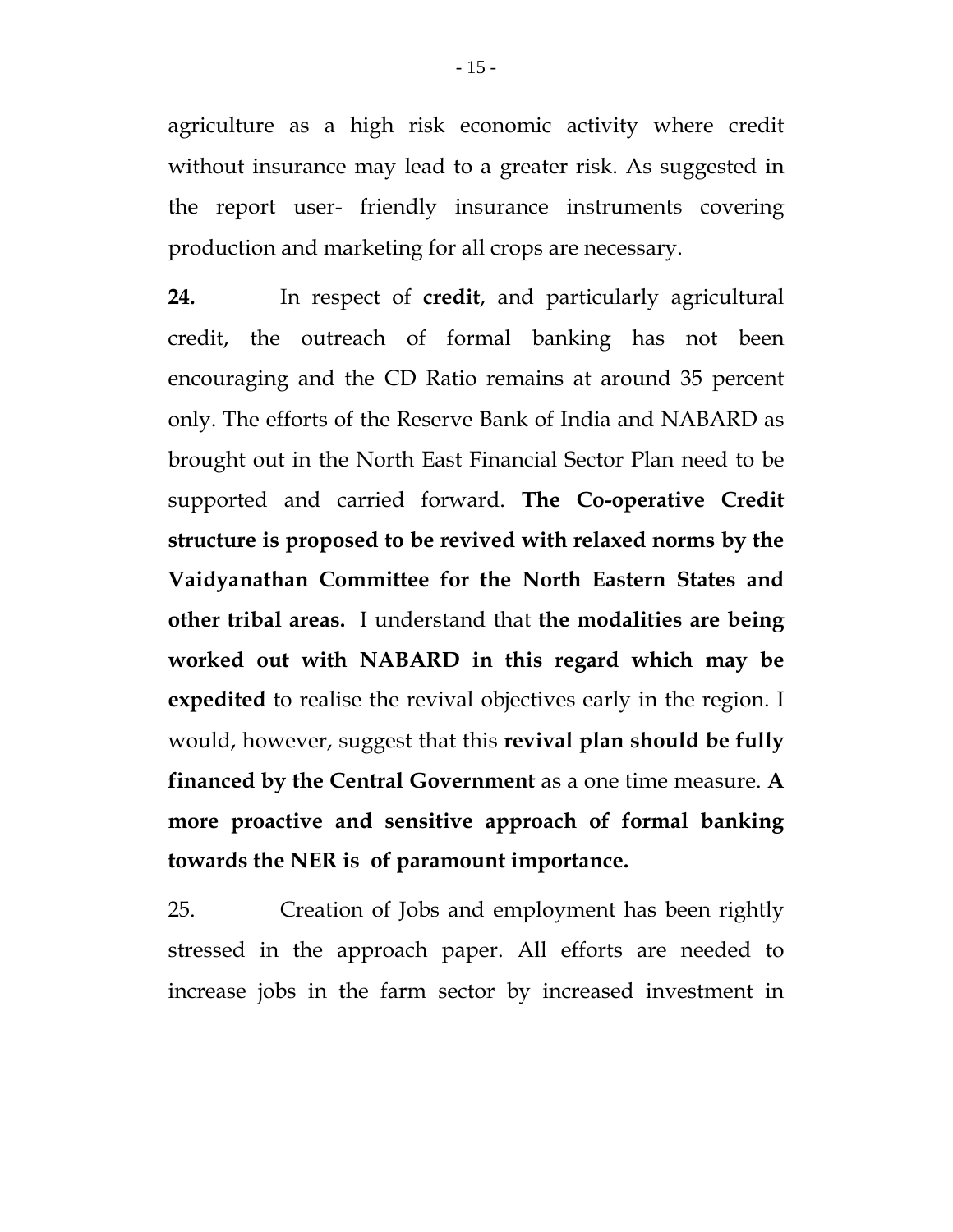agriculture as a high risk economic activity where credit without insurance may lead to a greater risk. As suggested in the report user- friendly insurance instruments covering production and marketing for all crops are necessary.

**24.** In respect of **credit**, and particularly agricultural credit, the outreach of formal banking has not been encouraging and the CD Ratio remains at around 35 percent only. The efforts of the Reserve Bank of India and NABARD as brought out in the North East Financial Sector Plan need to be supported and carried forward. **The Co-operative Credit structure is proposed to be revived with relaxed norms by the Vaidyanathan Committee for the North Eastern States and other tribal areas.** I understand that **the modalities are being worked out with NABARD in this regard which may be expedited** to realise the revival objectives early in the region. I would, however, suggest that this **revival plan should be fully financed by the Central Government** as a one time measure. **A more proactive and sensitive approach of formal banking towards the NER is of paramount importance.**

25. Creation of Jobs and employment has been rightly stressed in the approach paper. All efforts are needed to increase jobs in the farm sector by increased investment in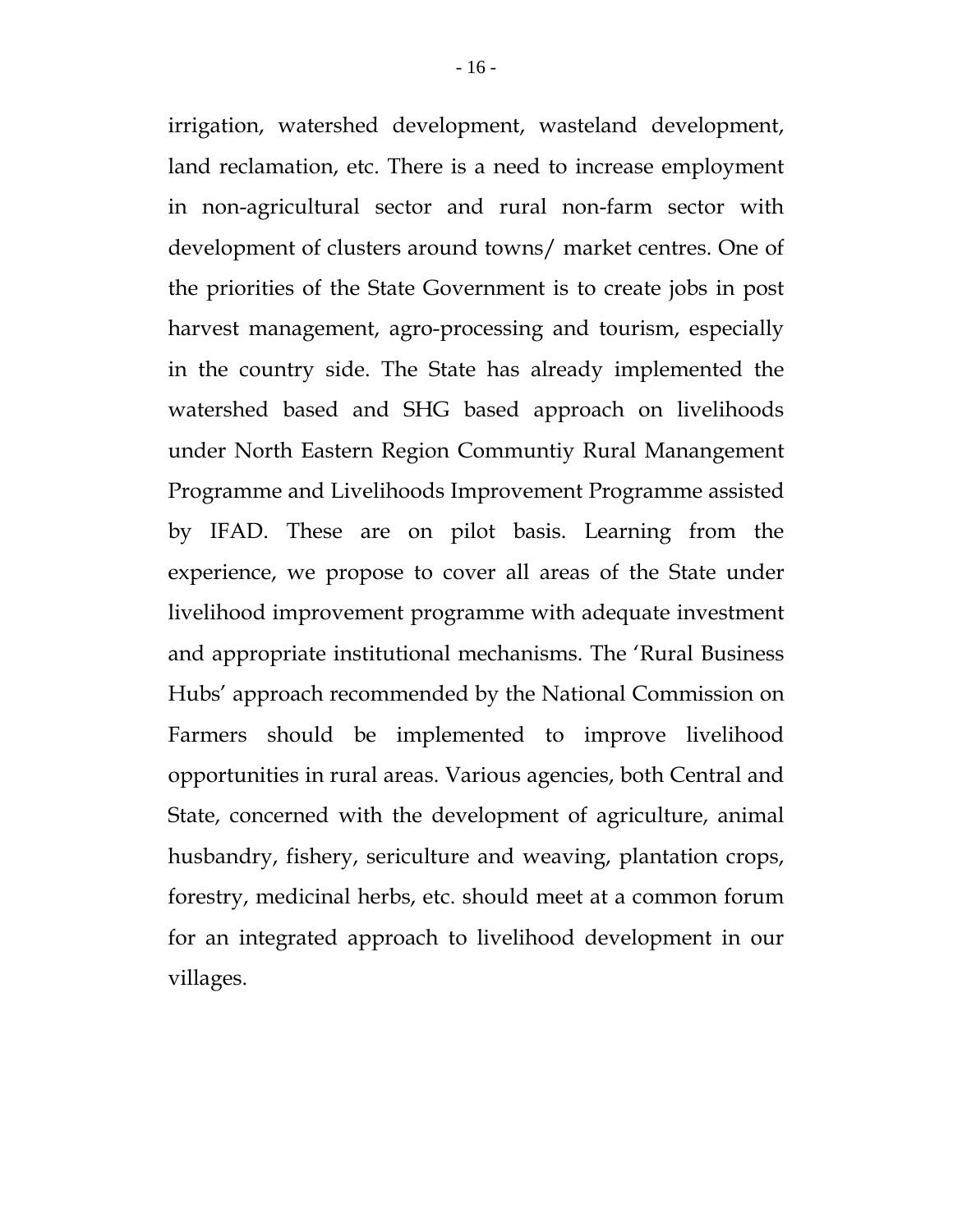irrigation, watershed development, wasteland development, land reclamation, etc. There is a need to increase employment in non-agricultural sector and rural non-farm sector with development of clusters around towns/ market centres. One of the priorities of the State Government is to create jobs in post harvest management, agro-processing and tourism, especially in the country side. The State has already implemented the watershed based and SHG based approach on livelihoods under North Eastern Region Communtiy Rural Manangement Programme and Livelihoods Improvement Programme assisted by IFAD. These are on pilot basis. Learning from the experience, we propose to cover all areas of the State under livelihood improvement programme with adequate investment and appropriate institutional mechanisms. The 'Rural Business Hubs' approach recommended by the National Commission on Farmers should be implemented to improve livelihood opportunities in rural areas. Various agencies, both Central and State, concerned with the development of agriculture, animal husbandry, fishery, sericulture and weaving, plantation crops, forestry, medicinal herbs, etc. should meet at a common forum for an integrated approach to livelihood development in our villages.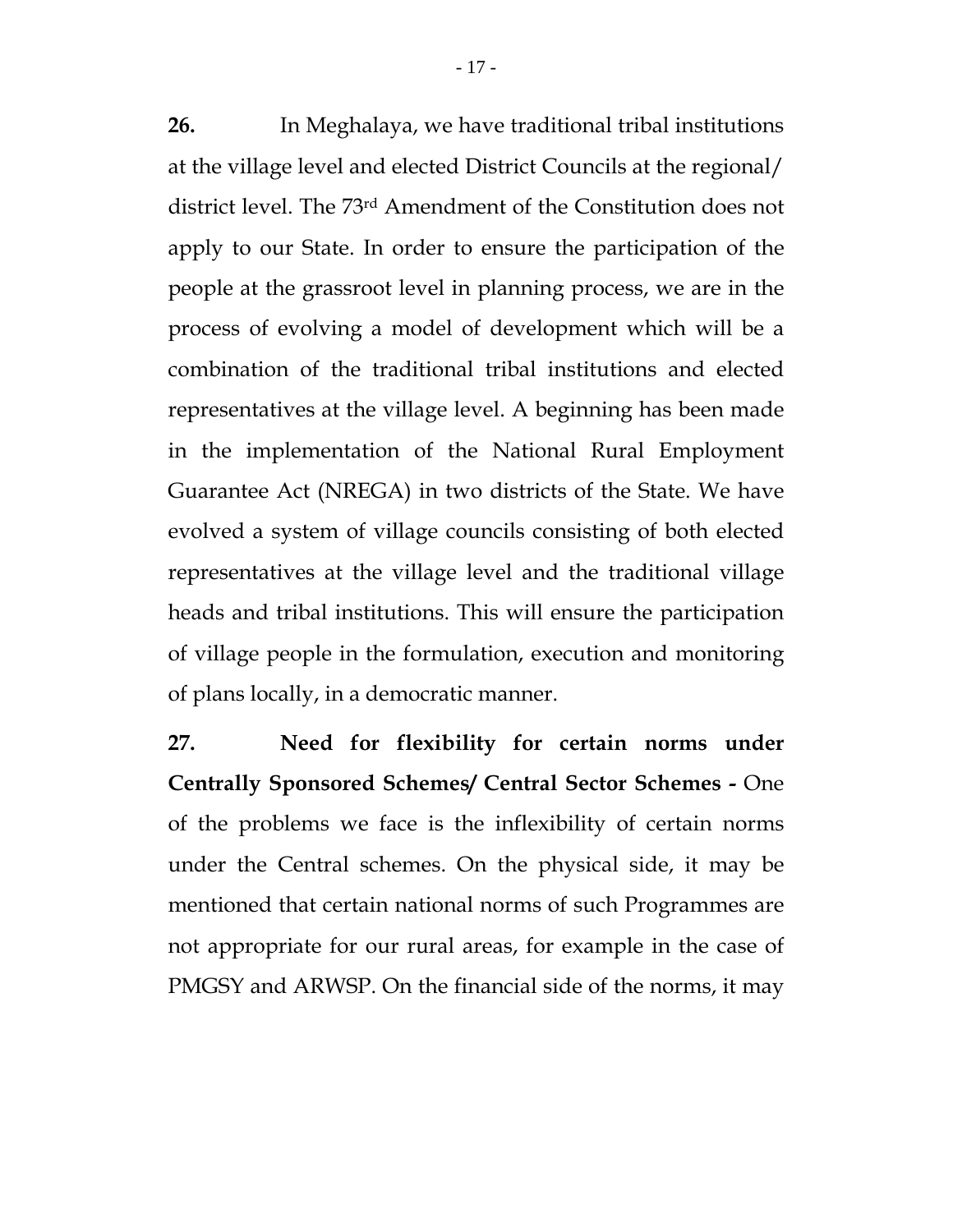**26.** In Meghalaya, we have traditional tribal institutions at the village level and elected District Councils at the regional/ district level. The 73rd Amendment of the Constitution does not apply to our State. In order to ensure the participation of the people at the grassroot level in planning process, we are in the process of evolving a model of development which will be a combination of the traditional tribal institutions and elected representatives at the village level. A beginning has been made in the implementation of the National Rural Employment Guarantee Act (NREGA) in two districts of the State. We have evolved a system of village councils consisting of both elected representatives at the village level and the traditional village heads and tribal institutions. This will ensure the participation of village people in the formulation, execution and monitoring of plans locally, in a democratic manner.

**27. Need for flexibility for certain norms under Centrally Sponsored Schemes/ Central Sector Schemes -** One of the problems we face is the inflexibility of certain norms under the Central schemes. On the physical side, it may be mentioned that certain national norms of such Programmes are not appropriate for our rural areas, for example in the case of PMGSY and ARWSP. On the financial side of the norms, it may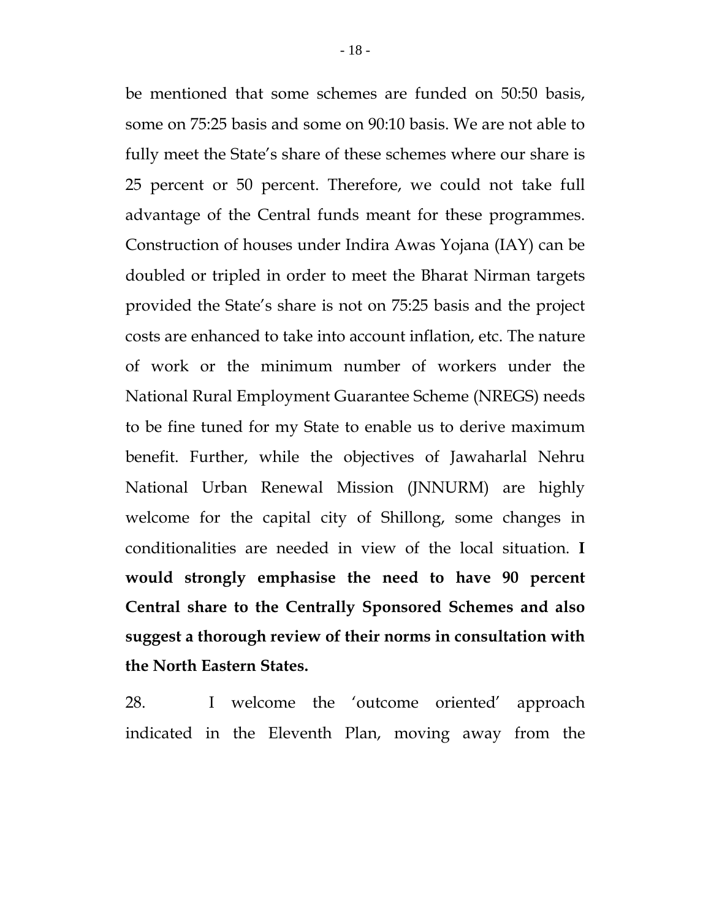be mentioned that some schemes are funded on 50:50 basis, some on 75:25 basis and some on 90:10 basis. We are not able to fully meet the State's share of these schemes where our share is 25 percent or 50 percent. Therefore, we could not take full advantage of the Central funds meant for these programmes. Construction of houses under Indira Awas Yojana (IAY) can be doubled or tripled in order to meet the Bharat Nirman targets provided the State's share is not on 75:25 basis and the project costs are enhanced to take into account inflation, etc. The nature of work or the minimum number of workers under the National Rural Employment Guarantee Scheme (NREGS) needs to be fine tuned for my State to enable us to derive maximum benefit. Further, while the objectives of Jawaharlal Nehru National Urban Renewal Mission (JNNURM) are highly welcome for the capital city of Shillong, some changes in conditionalities are needed in view of the local situation. **I would strongly emphasise the need to have 90 percent Central share to the Centrally Sponsored Schemes and also suggest a thorough review of their norms in consultation with the North Eastern States.**

28. I welcome the 'outcome oriented' approach indicated in the Eleventh Plan, moving away from the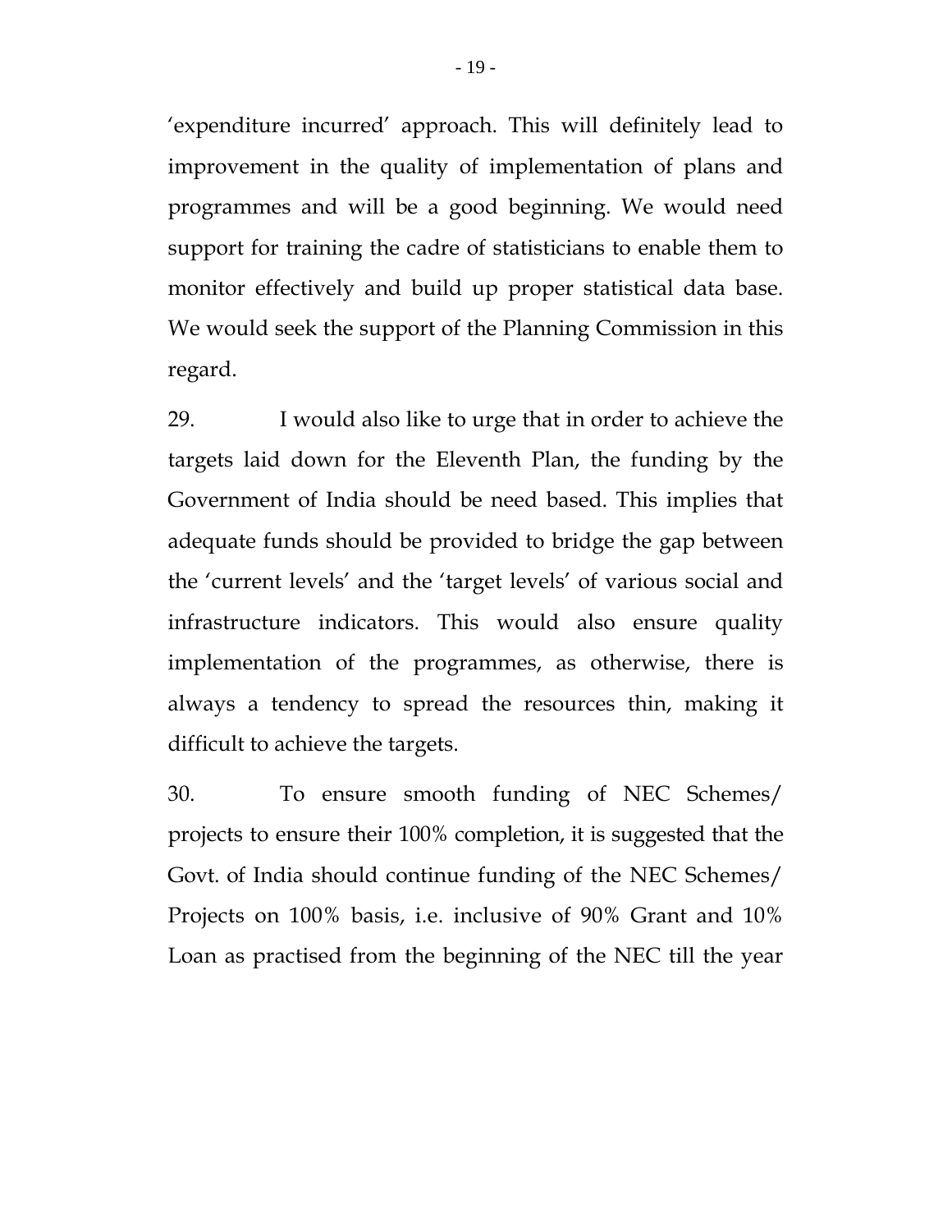'expenditure incurred' approach. This will definitely lead to improvement in the quality of implementation of plans and programmes and will be a good beginning. We would need support for training the cadre of statisticians to enable them to monitor effectively and build up proper statistical data base. We would seek the support of the Planning Commission in this regard.

29. I would also like to urge that in order to achieve the targets laid down for the Eleventh Plan, the funding by the Government of India should be need based. This implies that adequate funds should be provided to bridge the gap between the 'current levels' and the 'target levels' of various social and infrastructure indicators. This would also ensure quality implementation of the programmes, as otherwise, there is always a tendency to spread the resources thin, making it difficult to achieve the targets.

30. To ensure smooth funding of NEC Schemes/ projects to ensure their 100% completion, it is suggested that the Govt. of India should continue funding of the NEC Schemes/ Projects on 100% basis, i.e. inclusive of 90% Grant and 10% Loan as practised from the beginning of the NEC till the year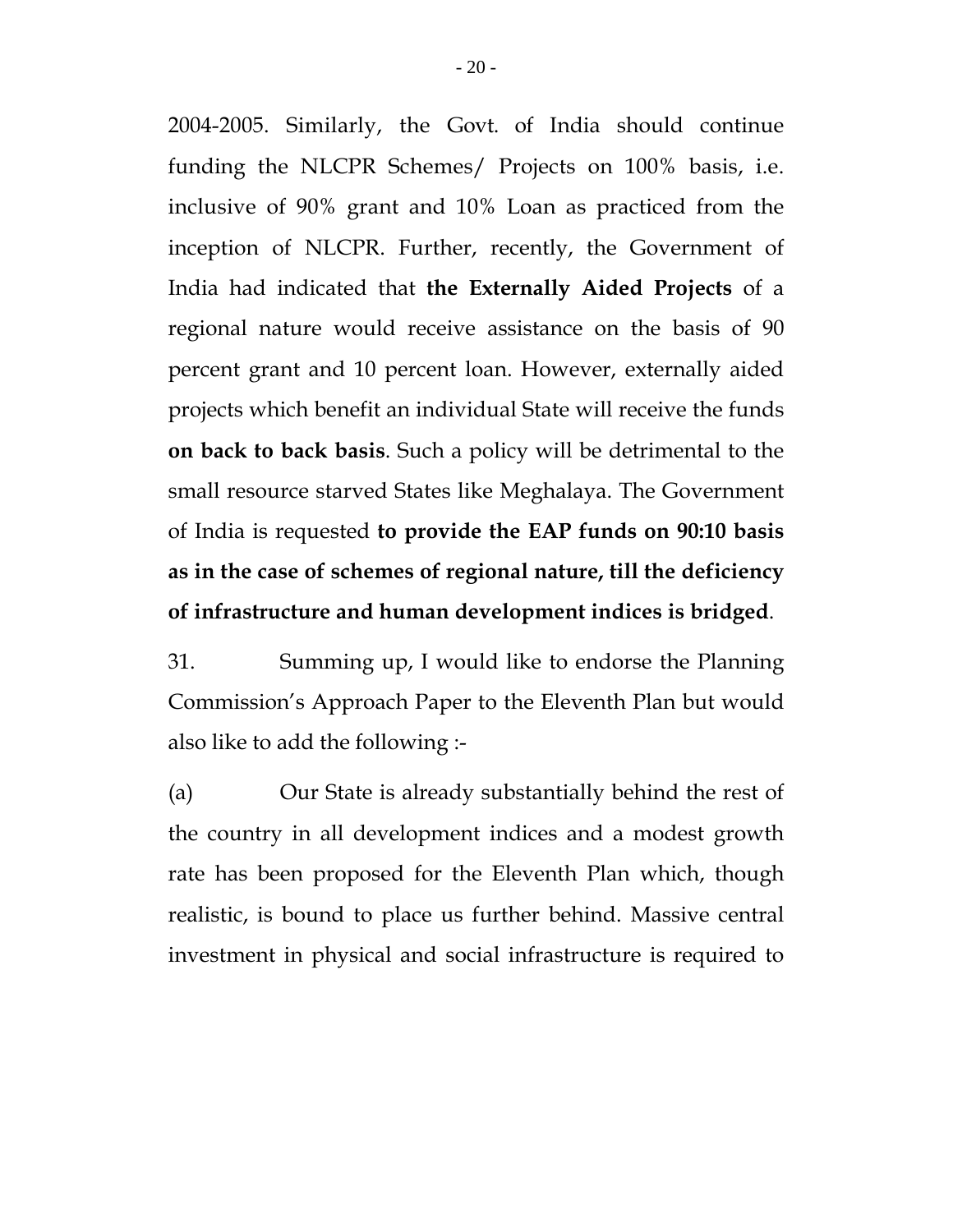2004-2005. Similarly, the Govt. of India should continue funding the NLCPR Schemes/ Projects on 100% basis, i.e. inclusive of 90% grant and 10% Loan as practiced from the inception of NLCPR. Further, recently, the Government of India had indicated that **the Externally Aided Projects** of a regional nature would receive assistance on the basis of 90 percent grant and 10 percent loan. However, externally aided projects which benefit an individual State will receive the funds **on back to back basis**. Such a policy will be detrimental to the small resource starved States like Meghalaya. The Government of India is requested **to provide the EAP funds on 90:10 basis as in the case of schemes of regional nature, till the deficiency of infrastructure and human development indices is bridged**.

31. Summing up, I would like to endorse the Planning Commission's Approach Paper to the Eleventh Plan but would also like to add the following :-

(a) Our State is already substantially behind the rest of the country in all development indices and a modest growth rate has been proposed for the Eleventh Plan which, though realistic, is bound to place us further behind. Massive central investment in physical and social infrastructure is required to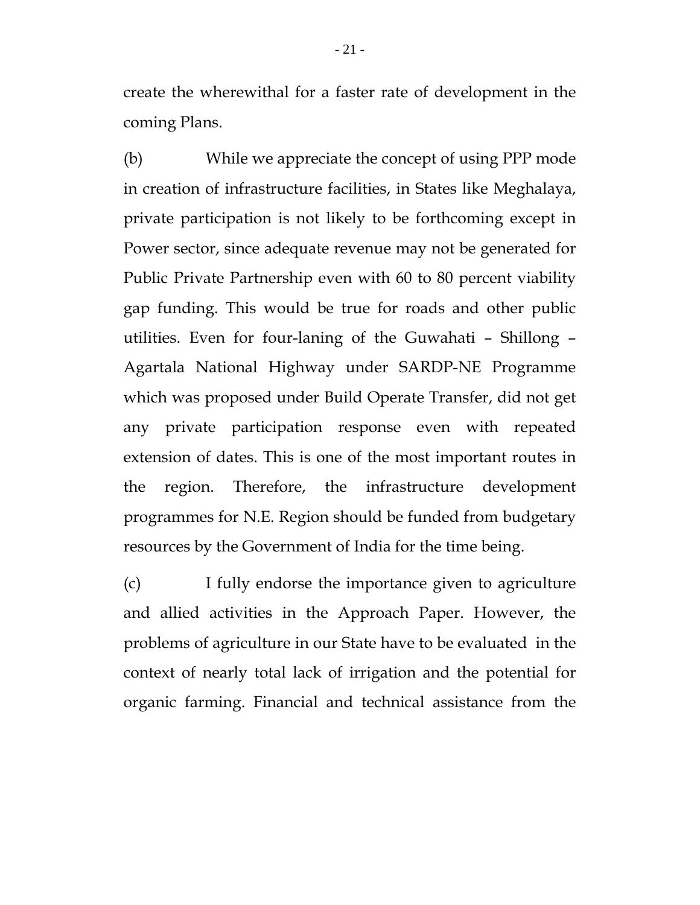create the wherewithal for a faster rate of development in the coming Plans.

(b) While we appreciate the concept of using PPP mode in creation of infrastructure facilities, in States like Meghalaya, private participation is not likely to be forthcoming except in Power sector, since adequate revenue may not be generated for Public Private Partnership even with 60 to 80 percent viability gap funding. This would be true for roads and other public utilities. Even for four-laning of the Guwahati – Shillong – Agartala National Highway under SARDP-NE Programme which was proposed under Build Operate Transfer, did not get any private participation response even with repeated extension of dates. This is one of the most important routes in the region. Therefore, the infrastructure development programmes for N.E. Region should be funded from budgetary resources by the Government of India for the time being.

(c) I fully endorse the importance given to agriculture and allied activities in the Approach Paper. However, the problems of agriculture in our State have to be evaluated in the context of nearly total lack of irrigation and the potential for organic farming. Financial and technical assistance from the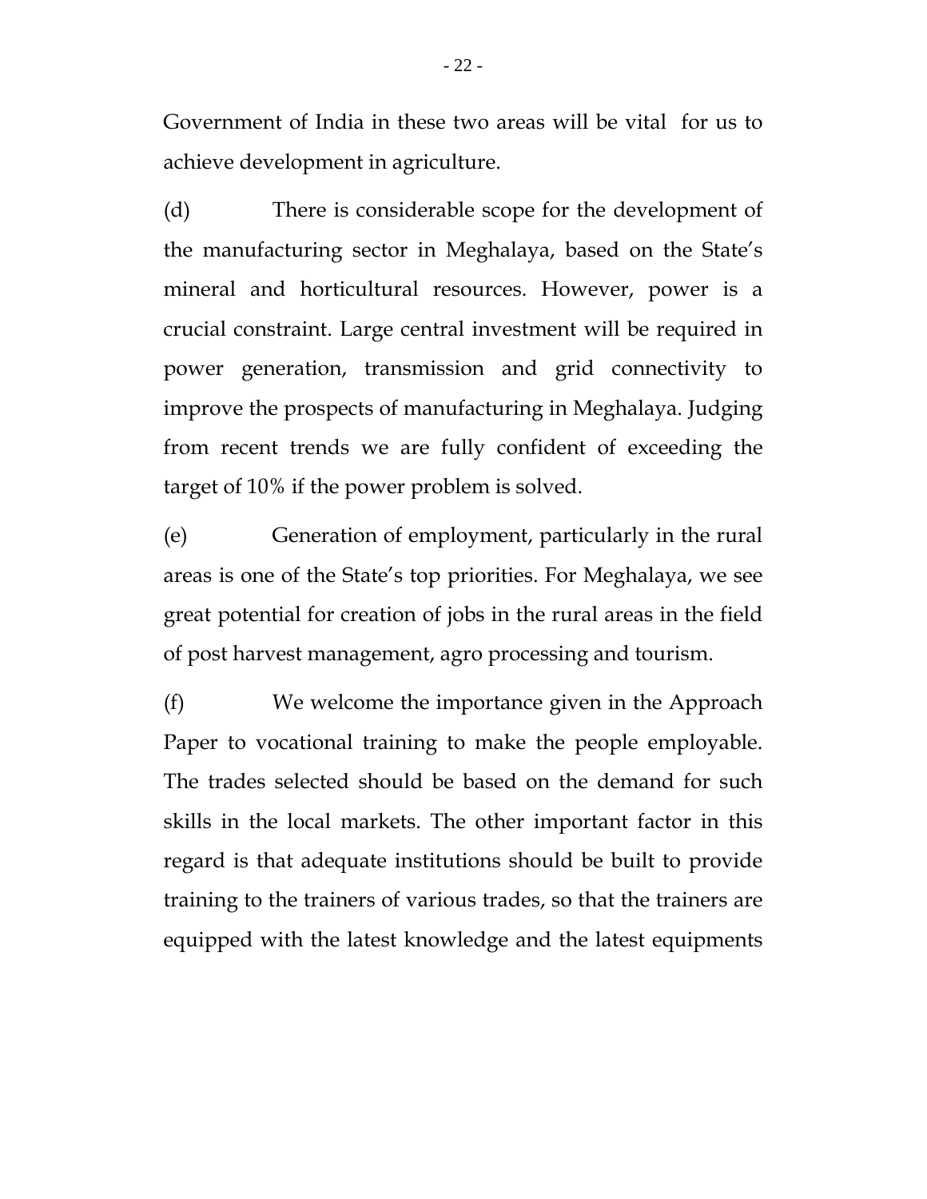Government of India in these two areas will be vital for us to achieve development in agriculture.

(d) There is considerable scope for the development of the manufacturing sector in Meghalaya, based on the State's mineral and horticultural resources. However, power is a crucial constraint. Large central investment will be required in power generation, transmission and grid connectivity to improve the prospects of manufacturing in Meghalaya. Judging from recent trends we are fully confident of exceeding the target of 10% if the power problem is solved.

(e) Generation of employment, particularly in the rural areas is one of the State's top priorities. For Meghalaya, we see great potential for creation of jobs in the rural areas in the field of post harvest management, agro processing and tourism.

(f) We welcome the importance given in the Approach Paper to vocational training to make the people employable. The trades selected should be based on the demand for such skills in the local markets. The other important factor in this regard is that adequate institutions should be built to provide training to the trainers of various trades, so that the trainers are equipped with the latest knowledge and the latest equipments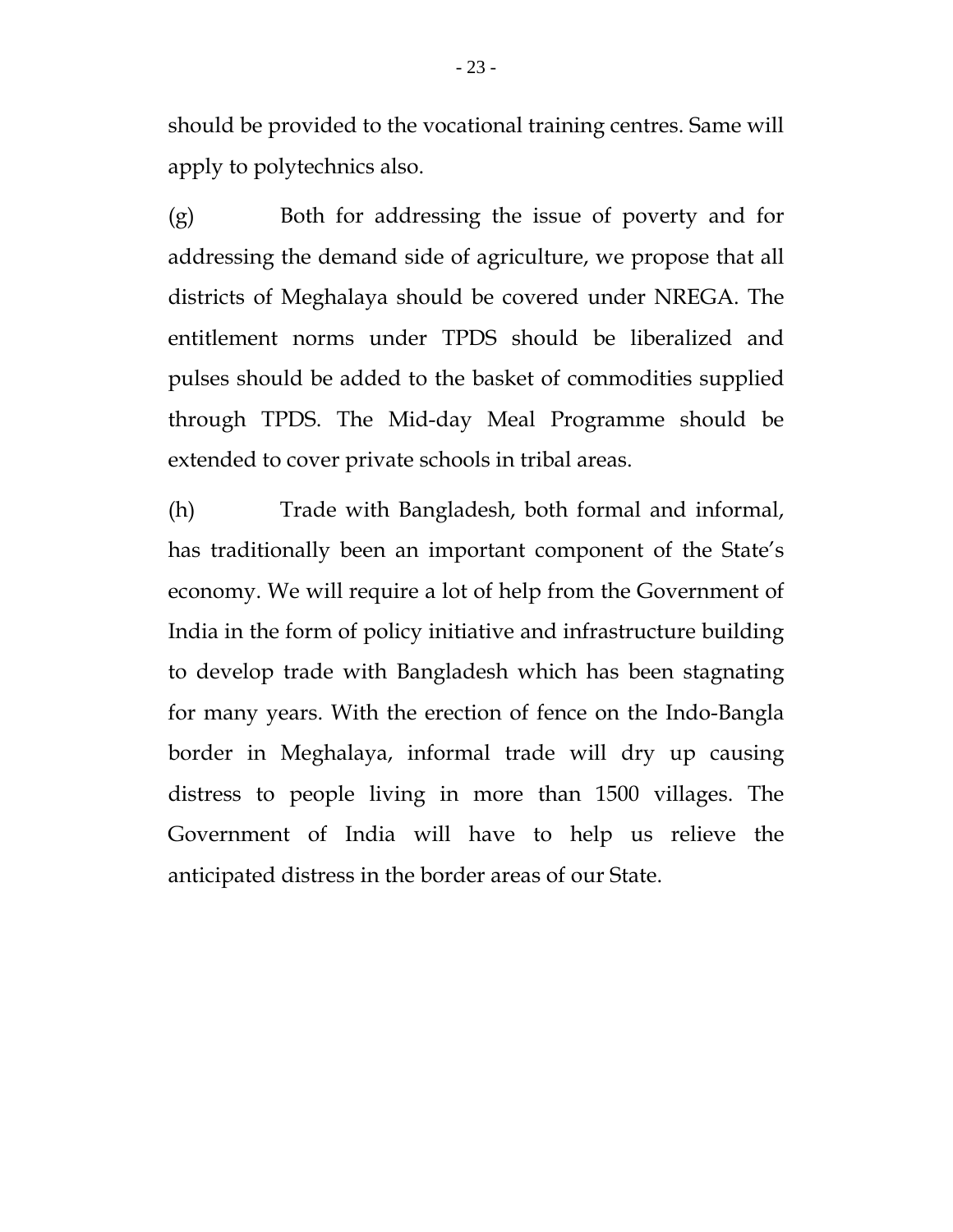should be provided to the vocational training centres. Same will apply to polytechnics also.

(g) Both for addressing the issue of poverty and for addressing the demand side of agriculture, we propose that all districts of Meghalaya should be covered under NREGA. The entitlement norms under TPDS should be liberalized and pulses should be added to the basket of commodities supplied through TPDS. The Mid-day Meal Programme should be extended to cover private schools in tribal areas.

(h) Trade with Bangladesh, both formal and informal, has traditionally been an important component of the State's economy. We will require a lot of help from the Government of India in the form of policy initiative and infrastructure building to develop trade with Bangladesh which has been stagnating for many years. With the erection of fence on the Indo-Bangla border in Meghalaya, informal trade will dry up causing distress to people living in more than 1500 villages. The Government of India will have to help us relieve the anticipated distress in the border areas of our State.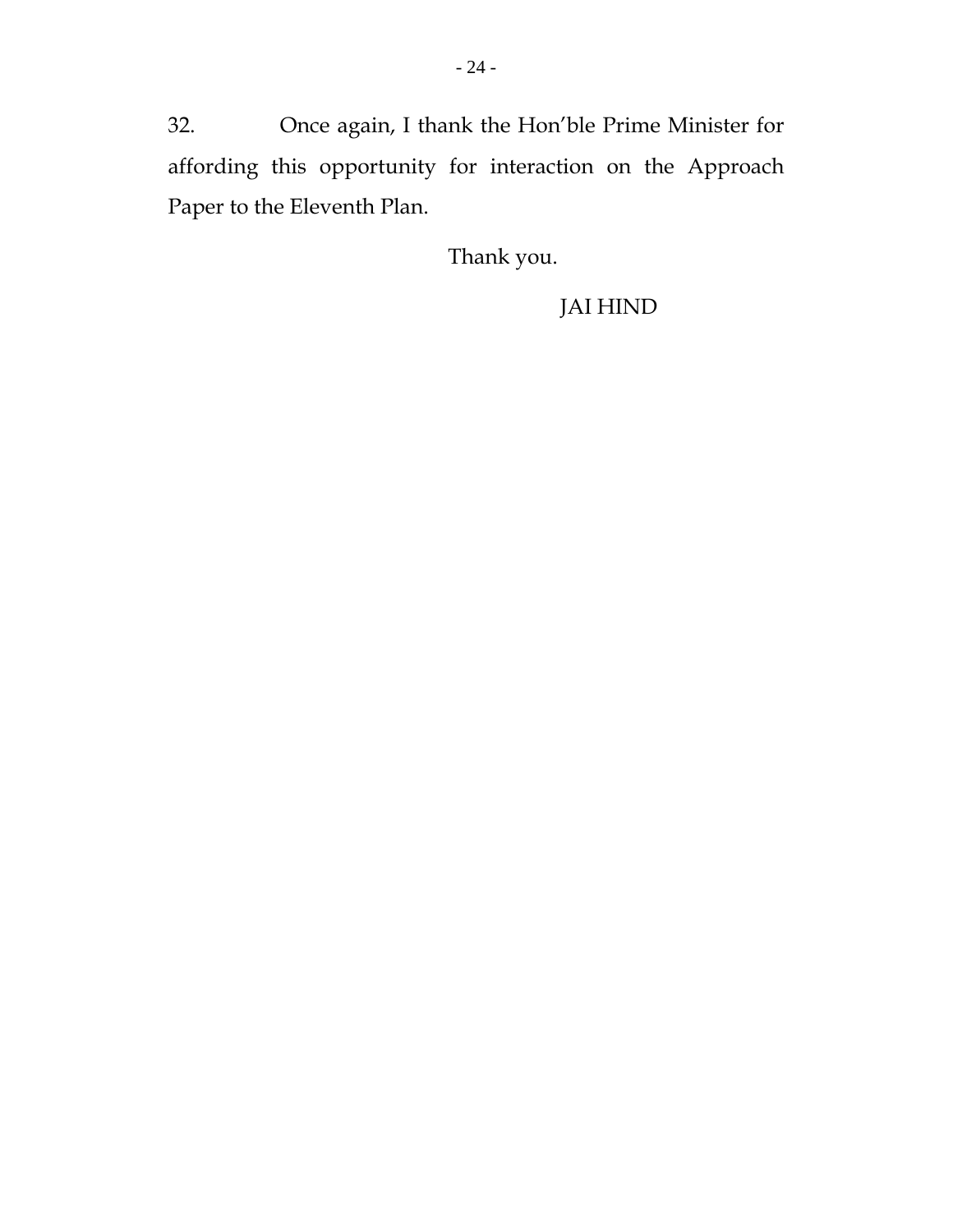32. Once again, I thank the Hon'ble Prime Minister for affording this opportunity for interaction on the Approach Paper to the Eleventh Plan.

Thank you.

JAI HIND